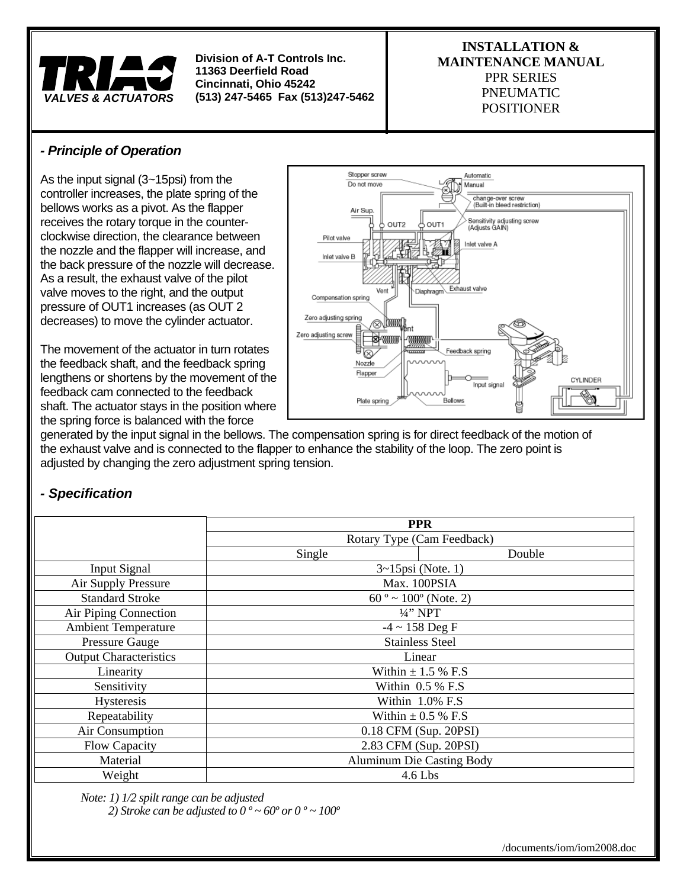**TRIAC VALVES & ACTUATORS**

**Division of A-T Controls Inc.**
**11363 Deerfield Road**
**Cincinnati, Ohio 45242**
**(513) 247-5465 Fax (513)247-5462**

**INSTALLATION & MAINTENANCE MANUAL**
PPR SERIES
PNEUMATIC
POSITIONER

## *- Principle of Operation*

As the input signal (3~15psi) from the controller increases, the plate spring of the bellows works as a pivot. As the flapper receives the rotary torque in the counter-clockwise direction, the clearance between the nozzle and the flapper will increase, and the back pressure of the nozzle will decrease. As a result, the exhaust valve of the pilot valve moves to the right, and the output pressure of OUT1 increases (as OUT 2 decreases) to move the cylinder actuator.

The movement of the actuator in turn rotates the feedback shaft, and the feedback spring lengthens or shortens by the movement of the feedback cam connected to the feedback shaft. The actuator stays in the position where the spring force is balanced with the force generated by the input signal in the bellows. The compensation spring is for direct feedback of the motion of the exhaust valve and is connected to the flapper to enhance the stability of the loop. The zero point is adjusted by changing the zero adjustment spring tension.

## *- Specification*

| | PPR | |
|---|---|---|
| | Rotary Type (Cam Feedback) | |
| | Single | Double |
| Input Signal | 3~15psi (Note. 1) | |
| Air Supply Pressure | Max. 100PSIA | |
| Standard Stroke | 60 º ~ 100º (Note. 2) | |
| Air Piping Connection | ¼" NPT | |
| Ambient Temperature | -4 ~ 158 Deg F | |
| Pressure Gauge | Stainless Steel | |
| Output Characteristics | Linear | |
| Linearity | Within ± 1.5 % F.S | |
| Sensitivity | Within 0.5 % F.S | |
| Hysteresis | Within 1.0% F.S | |
| Repeatability | Within ± 0.5 % F.S | |
| Air Consumption | 0.18 CFM (Sup. 20PSI) | |
| Flow Capacity | 2.83 CFM (Sup. 20PSI) | |
| Material | Aluminum Die Casting Body | |
| Weight | 4.6 Lbs | |

*Note: 1) 1/2 spilt range can be adjusted*
*2) Stroke can be adjusted to 0 º ~ 60º or 0 º ~ 100º*

/documents/iom/iom2008.doc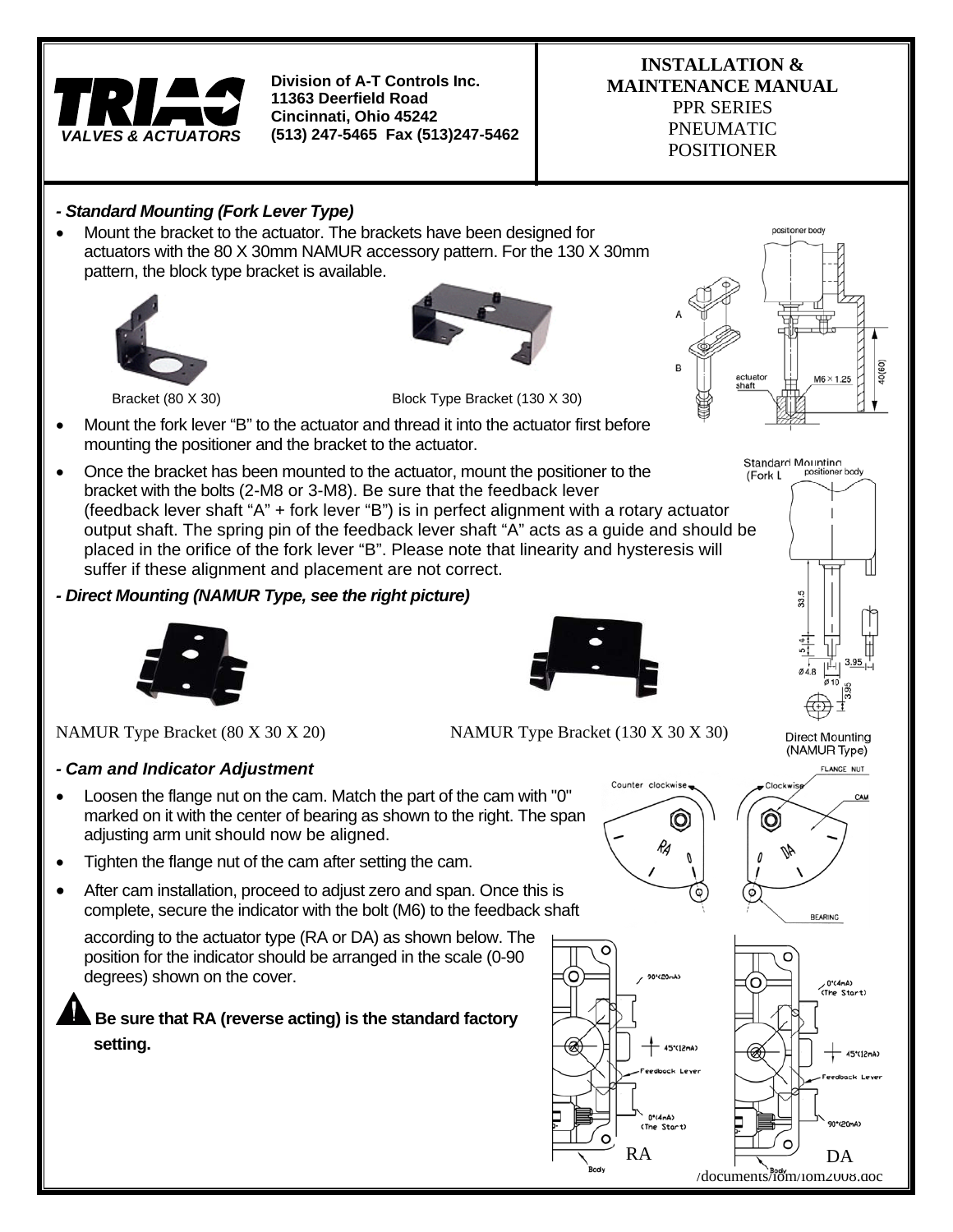### - Standard Mounting (Fork Lever Type)

- Mount the bracket to the actuator. The brackets have been designed for actuators with the 80 X 30mm NAMUR accessory pattern. For the 130 X 30mm pattern, the block type bracket is available.

Bracket (80 X 30) Block Type Bracket (130 X 30)

- Mount the fork lever "B" to the actuator and thread it into the actuator first before mounting the positioner and the bracket to the actuator.
- Once the bracket has been mounted to the actuator, mount the positioner to the bracket with the bolts (2-M8 or 3-M8). Be sure that the feedback lever (feedback lever shaft "A" + fork lever "B") is in perfect alignment with a rotary actuator output shaft. The spring pin of the feedback lever shaft "A" acts as a guide and should be placed in the orifice of the fork lever "B". Please note that linearity and hysteresis will suffer if these alignment and placement are not correct.

Standard Mounting (Fork Lever Type)

### - Direct Mounting (NAMUR Type, see the right picture)

NAMUR Type Bracket (80 X 30 X 20) NAMUR Type Bracket (130 X 30 X 30)

Direct Mounting (NAMUR Type)

### - Cam and Indicator Adjustment

- Loosen the flange nut on the cam. Match the part of the cam with "0" marked on it with the center of bearing as shown to the right. The span adjusting arm unit should now be aligned.
- Tighten the flange nut of the cam after setting the cam.
- After cam installation, proceed to adjust zero and span. Once this is complete, secure the indicator with the bolt (M6) to the feedback shaft according to the actuator type (RA or DA) as shown below. The position for the indicator should be arranged in the scale (0-90 degrees) shown on the cover.

**Be sure that RA (reverse acting) is the standard factory setting.**

RA DA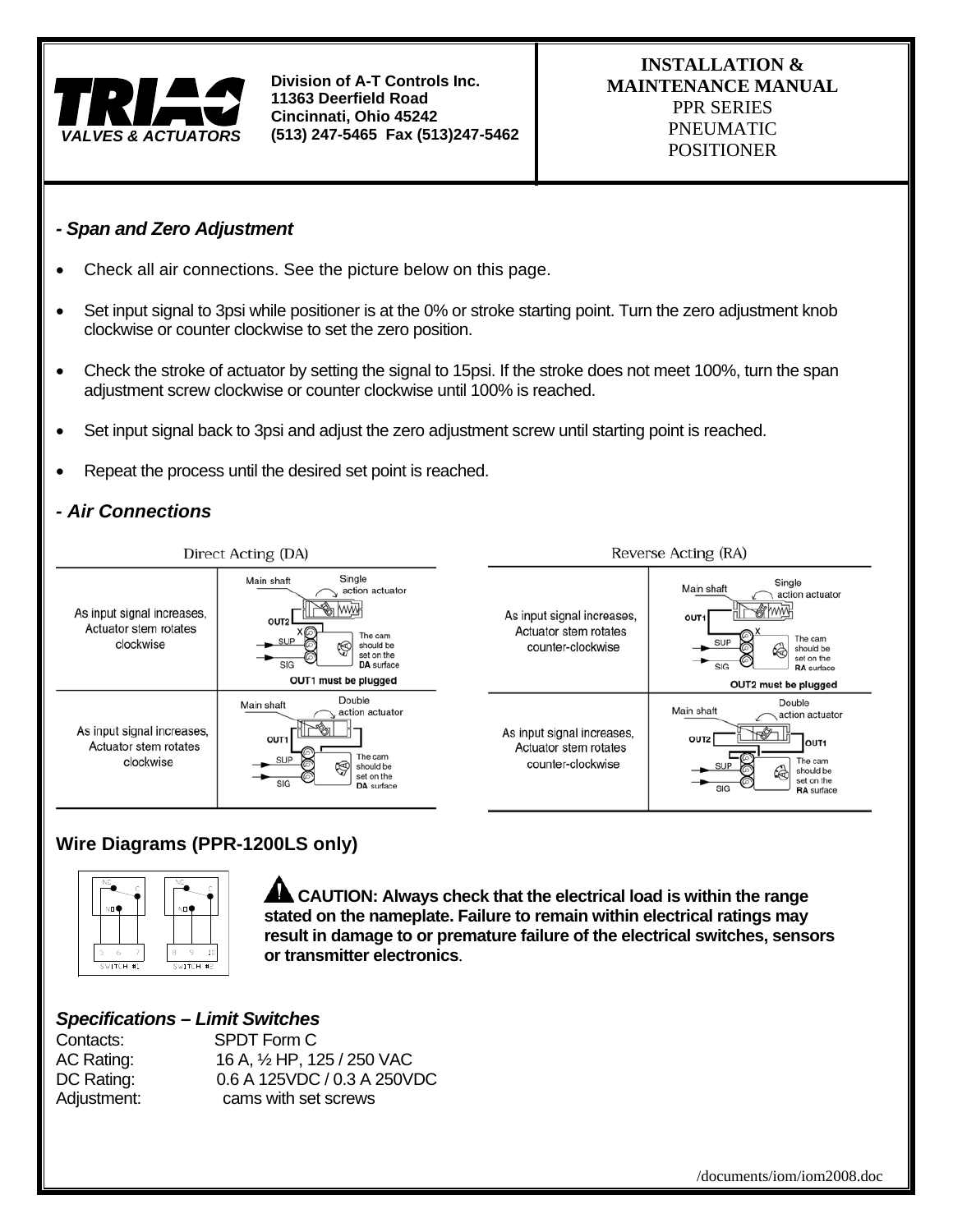**Division of A-T Controls Inc.**
**11363 Deerfield Road**
**Cincinnati, Ohio 45242**
**(513) 247-5465 Fax (513)247-5462**

**INSTALLATION & MAINTENANCE MANUAL**
PPR SERIES
PNEUMATIC
POSITIONER

### *- Span and Zero Adjustment*

- Check all air connections. See the picture below on this page.
- Set input signal to 3psi while positioner is at the 0% or stroke starting point. Turn the zero adjustment knob clockwise or counter clockwise to set the zero position.
- Check the stroke of actuator by setting the signal to 15psi. If the stroke does not meet 100%, turn the span adjustment screw clockwise or counter clockwise until 100% is reached.
- Set input signal back to 3psi and adjust the zero adjustment screw until starting point is reached.
- Repeat the process until the desired set point is reached.

### *- Air Connections*

Direct Acting (DA)

| | |
|---|---|
| As input signal increases, Actuator stem rotates clockwise | Main shaft, Single action actuator, OUT2, X, SUP, SIG. The cam should be set on the DA surface. OUT1 must be plugged |
| As input signal increases, Actuator stem rotates clockwise | Main shaft, Double action actuator, OUT1, SUP, SIG. The cam should be set on the DA surface |

Reverse Acting (RA)

| | |
|---|---|
| As input signal increases, Actuator stem rotates counter-clockwise | Main shaft, Single action actuator, OUT1, X, SUP, SIG. The cam should be set on the RA surface. OUT2 must be plugged |
| As input signal increases, Actuator stem rotates counter-clockwise | Main shaft, Double action actuator, OUT2, OUT1, SUP, SIG. The cam should be set on the RA surface |

## Wire Diagrams (PPR-1200LS only)

SWITCH #1: NC, C, NO — 5, 6, 7
SWITCH #2: NC, C, NO — 8, 9, 10

**CAUTION: Always check that the electrical load is within the range stated on the nameplate. Failure to remain within electrical ratings may result in damage to or premature failure of the electrical switches, sensors or transmitter electronics**.

### *Specifications – Limit Switches*

Contacts: SPDT Form C
AC Rating: 16 A, ½ HP, 125 / 250 VAC
DC Rating: 0.6 A 125VDC / 0.3 A 250VDC
Adjustment: cams with set screws

/documents/iom/iom2008.doc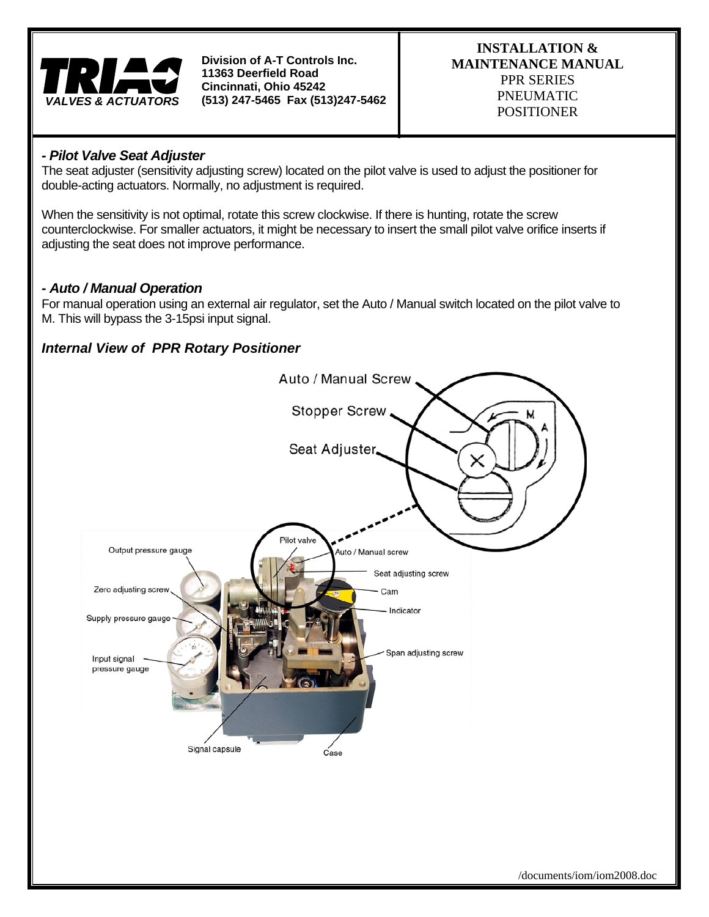### - Pilot Valve Seat Adjuster

The seat adjuster (sensitivity adjusting screw) located on the pilot valve is used to adjust the positioner for double-acting actuators. Normally, no adjustment is required.

When the sensitivity is not optimal, rotate this screw clockwise. If there is hunting, rotate the screw counterclockwise. For smaller actuators, it might be necessary to insert the small pilot valve orifice inserts if adjusting the seat does not improve performance.

### - Auto / Manual Operation

For manual operation using an external air regulator, set the Auto / Manual switch located on the pilot valve to M. This will bypass the 3-15psi input signal.

### Internal View of PPR Rotary Positioner

Auto / Manual Screw

Stopper Screw

Seat Adjuster

Pilot valve

Auto / Manual screw

Seat adjusting screw

Cam

Indicator

Span adjusting screw

Output pressure gauge

Zero adjusting screw

Supply pressure gauge

Input signal pressure gauge

Signal capsule

Case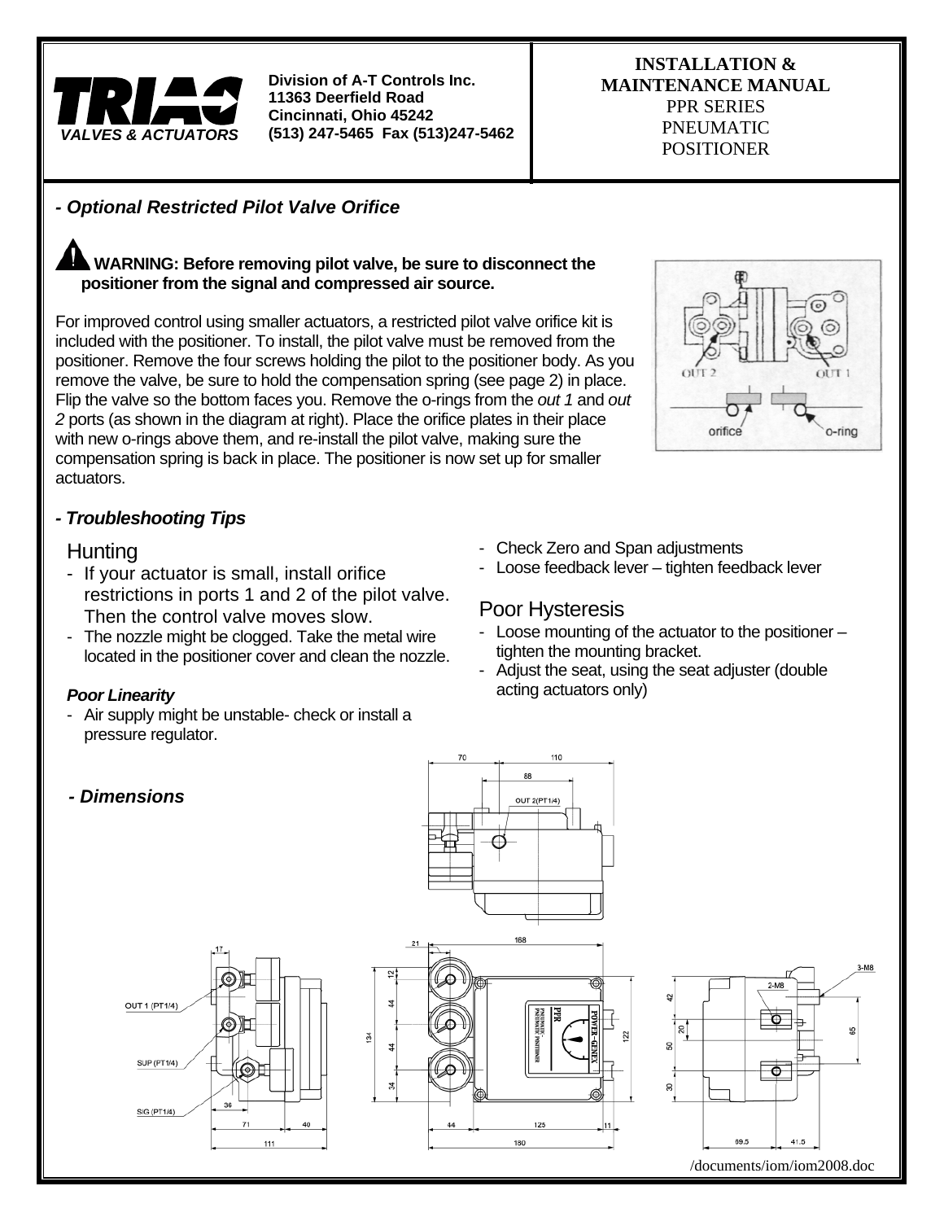- **Optional Restricted Pilot Valve Orifice**

**WARNING: Before removing pilot valve, be sure to disconnect the positioner from the signal and compressed air source.**

For improved control using smaller actuators, a restricted pilot valve orifice kit is included with the positioner. To install, the pilot valve must be removed from the positioner. Remove the four screws holding the pilot to the positioner body. As you remove the valve, be sure to hold the compensation spring (see page 2) in place. Flip the valve so the bottom faces you. Remove the o-rings from the *out 1* and *out 2* ports (as shown in the diagram at right). Place the orifice plates in their place with new o-rings above them, and re-install the pilot valve, making sure the compensation spring is back in place. The positioner is now set up for smaller actuators.

OUT 2
OUT 1
orifice
o-ring

- ***Troubleshooting Tips***

## Hunting

- If your actuator is small, install orifice restrictions in ports 1 and 2 of the pilot valve. Then the control valve moves slow.
- The nozzle might be clogged. Take the metal wire located in the positioner cover and clean the nozzle.

***Poor Linearity***

- Air supply might be unstable- check or install a pressure regulator.
- Check Zero and Span adjustments
- Loose feedback lever – tighten feedback lever

## Poor Hysteresis

- Loose mounting of the actuator to the positioner – tighten the mounting bracket.
- Adjust the seat, using the seat adjuster (double acting actuators only)

- ***Dimensions***

70
110
88
OUT 2(PT1/4)

17
OUT 1 (PT1/4)
SUP (PT1/4)
SIG (PT1/4)
36
71
40
111

21
168
12
44
134
44
34
122
44
125
11
180
PPR
PNEUMATIC POSITIONER
POWER-GENEX

3-M8
2-M8
42
20
50
65
30
69.5
41.5

/documents/iom/iom2008.doc